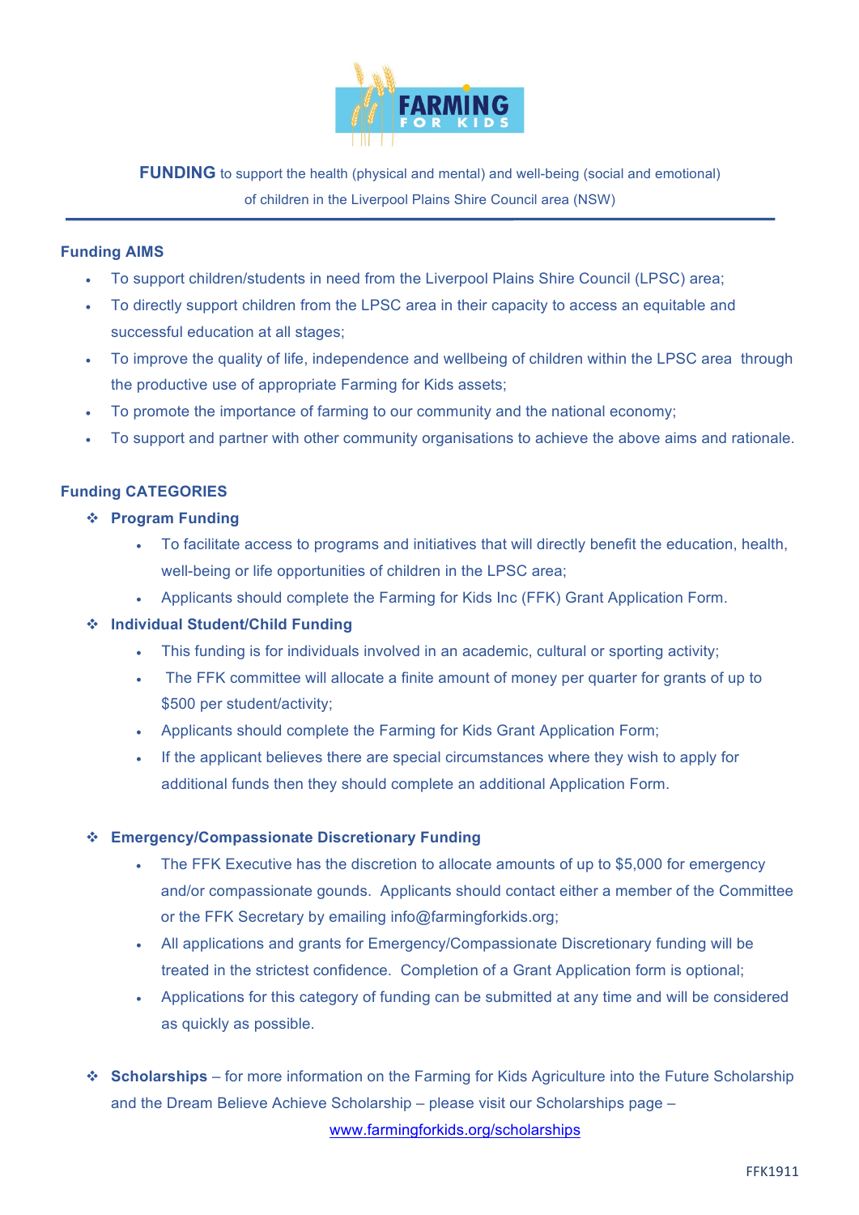# FARMING FOR KIDS

**FUNDING** to support the health (physical and mental) and well-being (social and emotional) of children in the Liverpool Plains Shire Council area (NSW)

---

## Funding AIMS

- To support children/students in need from the Liverpool Plains Shire Council (LPSC) area;
- To directly support children from the LPSC area in their capacity to access an equitable and successful education at all stages;
- To improve the quality of life, independence and wellbeing of children within the LPSC area through the productive use of appropriate Farming for Kids assets;
- To promote the importance of farming to our community and the national economy;
- To support and partner with other community organisations to achieve the above aims and rationale.

## Funding CATEGORIES

- **Program Funding**
  - To facilitate access to programs and initiatives that will directly benefit the education, health, well-being or life opportunities of children in the LPSC area;
  - Applicants should complete the Farming for Kids Inc (FFK) Grant Application Form.
- **Individual Student/Child Funding**
  - This funding is for individuals involved in an academic, cultural or sporting activity;
  - The FFK committee will allocate a finite amount of money per quarter for grants of up to $500 per student/activity;
  - Applicants should complete the Farming for Kids Grant Application Form;
  - If the applicant believes there are special circumstances where they wish to apply for additional funds then they should complete an additional Application Form.

- **Emergency/Compassionate Discretionary Funding**
  - The FFK Executive has the discretion to allocate amounts of up to $5,000 for emergency and/or compassionate gounds. Applicants should contact either a member of the Committee or the FFK Secretary by emailing info@farmingforkids.org;
  - All applications and grants for Emergency/Compassionate Discretionary funding will be treated in the strictest confidence. Completion of a Grant Application form is optional;
  - Applications for this category of funding can be submitted at any time and will be considered as quickly as possible.

- **Scholarships** – for more information on the Farming for Kids Agriculture into the Future Scholarship and the Dream Believe Achieve Scholarship – please visit our Scholarships page – www.farmingforkids.org/scholarships

FFK1911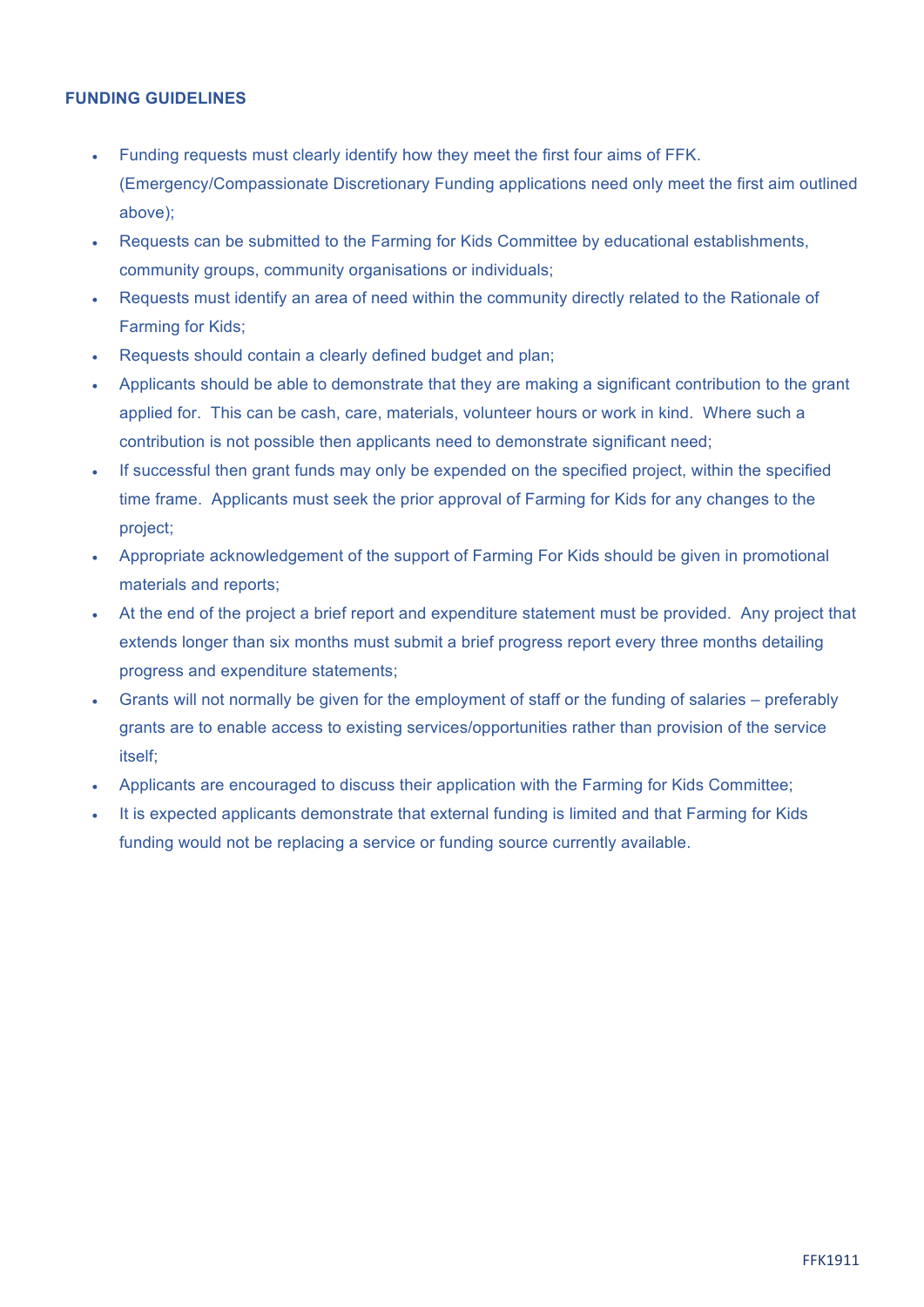## FUNDING GUIDELINES

- Funding requests must clearly identify how they meet the first four aims of FFK. (Emergency/Compassionate Discretionary Funding applications need only meet the first aim outlined above);
- Requests can be submitted to the Farming for Kids Committee by educational establishments, community groups, community organisations or individuals;
- Requests must identify an area of need within the community directly related to the Rationale of Farming for Kids;
- Requests should contain a clearly defined budget and plan;
- Applicants should be able to demonstrate that they are making a significant contribution to the grant applied for. This can be cash, care, materials, volunteer hours or work in kind. Where such a contribution is not possible then applicants need to demonstrate significant need;
- If successful then grant funds may only be expended on the specified project, within the specified time frame. Applicants must seek the prior approval of Farming for Kids for any changes to the project;
- Appropriate acknowledgement of the support of Farming For Kids should be given in promotional materials and reports;
- At the end of the project a brief report and expenditure statement must be provided. Any project that extends longer than six months must submit a brief progress report every three months detailing progress and expenditure statements;
- Grants will not normally be given for the employment of staff or the funding of salaries – preferably grants are to enable access to existing services/opportunities rather than provision of the service itself;
- Applicants are encouraged to discuss their application with the Farming for Kids Committee;
- It is expected applicants demonstrate that external funding is limited and that Farming for Kids funding would not be replacing a service or funding source currently available.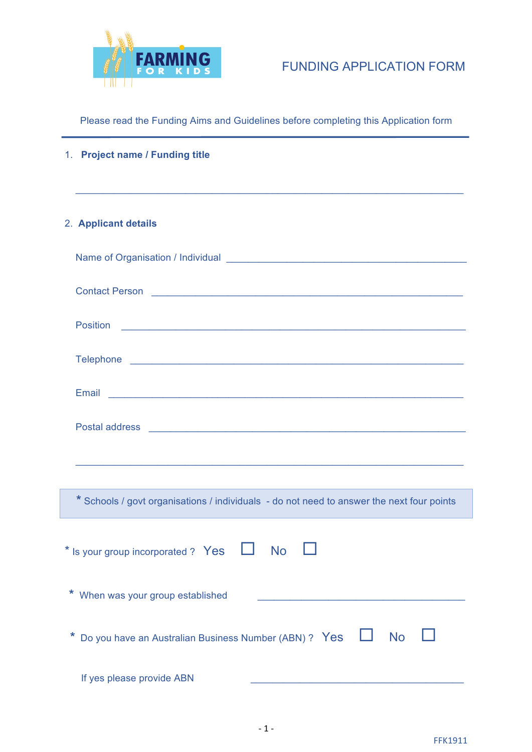FARMING FOR KIDS

# FUNDING APPLICATION FORM

Please read the Funding Aims and Guidelines before completing this Application form

1. **Project name / Funding title**

___________________________________________________________________________

2. **Applicant details**

Name of Organisation / Individual ______________________________________________

Contact Person ____________________________________________________________

Position _________________________________________________________________

Telephone _______________________________________________________________

Email ___________________________________________________________________

Postal address ____________________________________________________________

___________________________________________________________________________

\* Schools / govt organisations / individuals - do not need to answer the next four points

\* Is your group incorporated ? Yes ☐ No ☐

\* When was your group established ________________________________________

\* Do you have an Australian Business Number (ABN) ? Yes ☐ No ☐

If yes please provide ABN ________________________________________

FFK1911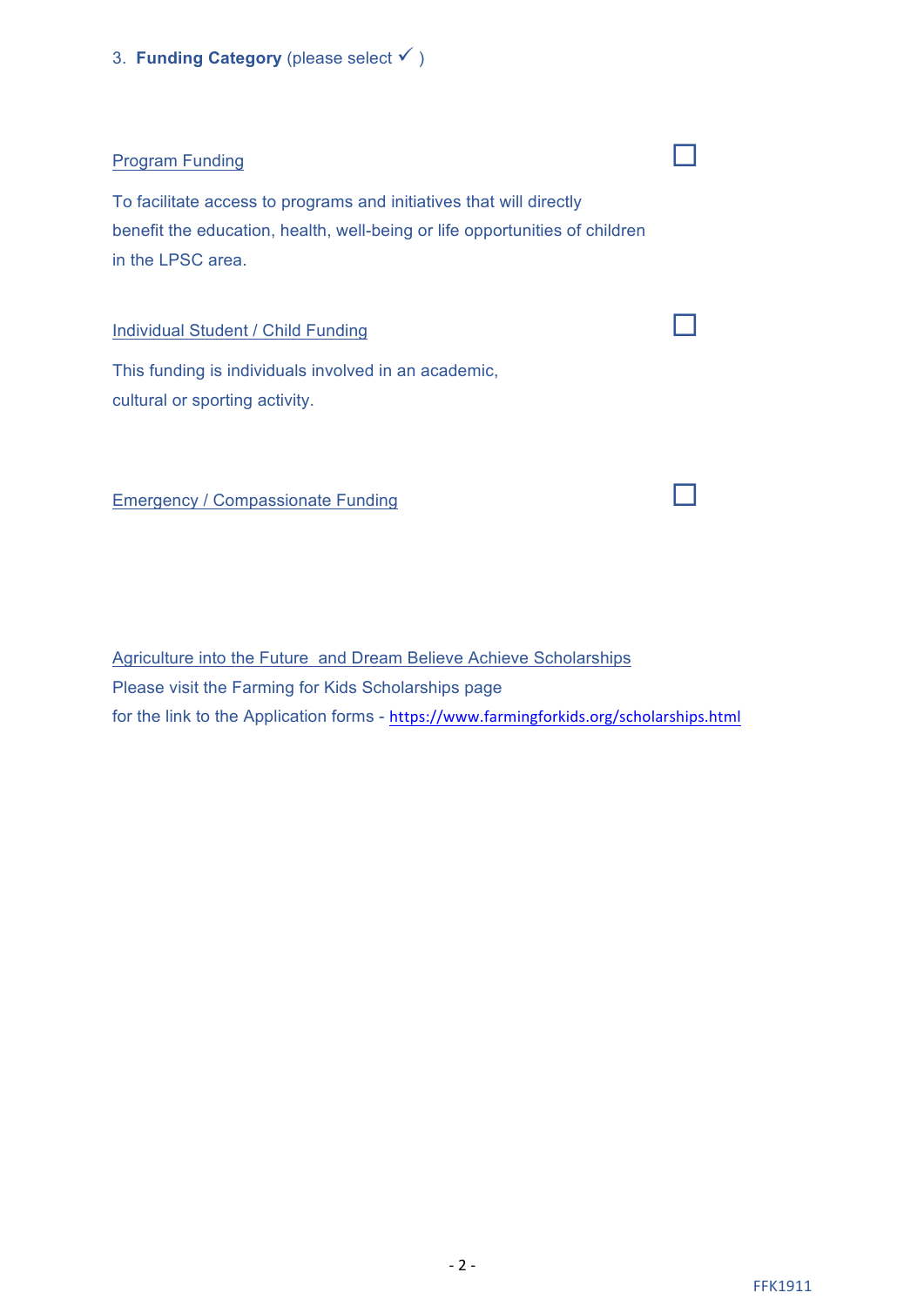3. **Funding Category** (please select ✓ )

Program Funding ☐

To facilitate access to programs and initiatives that will directly benefit the education, health, well-being or life opportunities of children in the LPSC area.

Individual Student / Child Funding ☐

This funding is individuals involved in an academic, cultural or sporting activity.

Emergency / Compassionate Funding ☐

Agriculture into the Future  and Dream Believe Achieve Scholarships
Please visit the Farming for Kids Scholarships page
for the link to the Application forms - https://www.farmingforkids.org/scholarships.html

FFK1911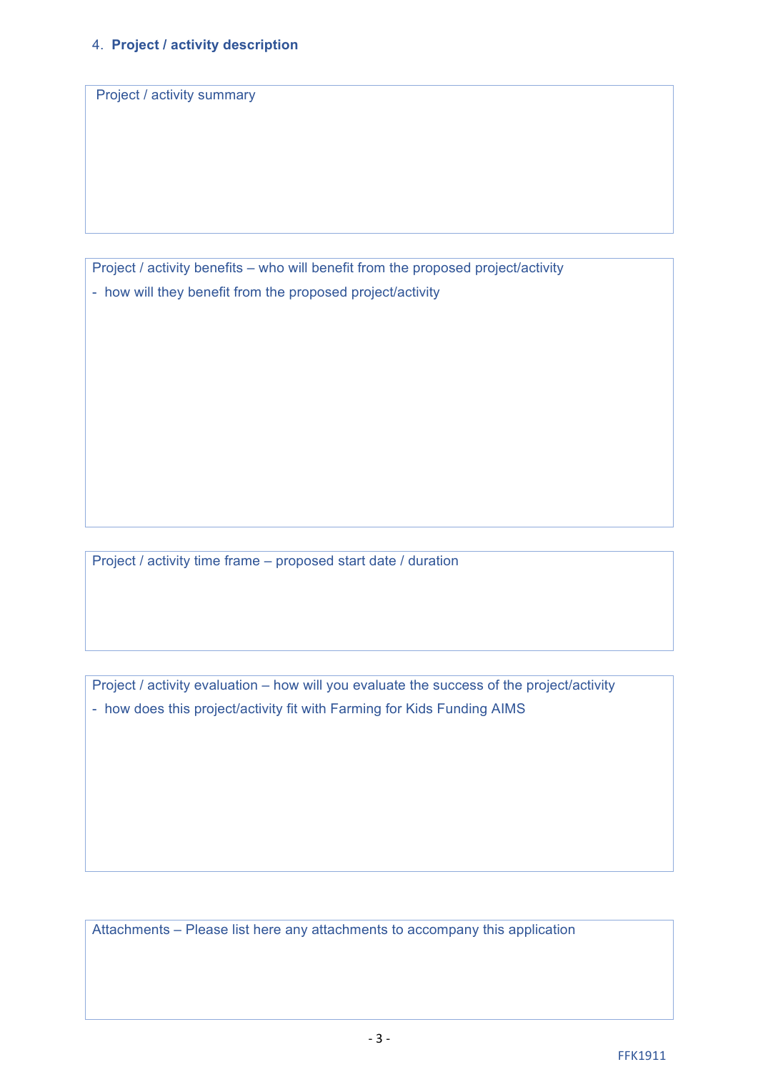4. **Project / activity description**

| Project / activity summary |
|---|
| |

| Project / activity benefits – who will benefit from the proposed project/activity<br>- how will they benefit from the proposed project/activity |
|---|
| |

| Project / activity time frame – proposed start date / duration |
|---|
| |

| Project / activity evaluation – how will you evaluate the success of the project/activity<br>- how does this project/activity fit with Farming for Kids Funding AIMS |
|---|
| |

| Attachments – Please list here any attachments to accompany this application |
|---|
| |

FFK1911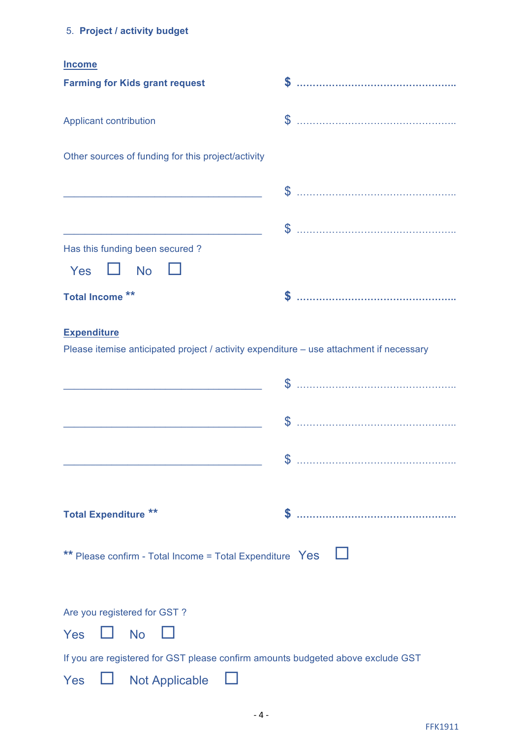## 5. Project / activity budget

**Income**

**Farming for Kids grant request** **$ ..................................................**

Applicant contribution $ ..................................................

Other sources of funding for this project/activity

______________________________________ $ ..................................................

______________________________________ $ ..................................................

Has this funding been secured ?

Yes ☐ No ☐

**Total Income \*\*** **$ ..................................................**

**Expenditure**

Please itemise anticipated project / activity expenditure – use attachment if necessary

______________________________________ $ ..................................................

______________________________________ $ ..................................................

______________________________________ $ ..................................................

**Total Expenditure \*\*** **$ ..................................................**

\*\* Please confirm - Total Income = Total Expenditure Yes ☐

Are you registered for GST ?

Yes ☐ No ☐

If you are registered for GST please confirm amounts budgeted above exclude GST

Yes ☐ Not Applicable ☐

FFK1911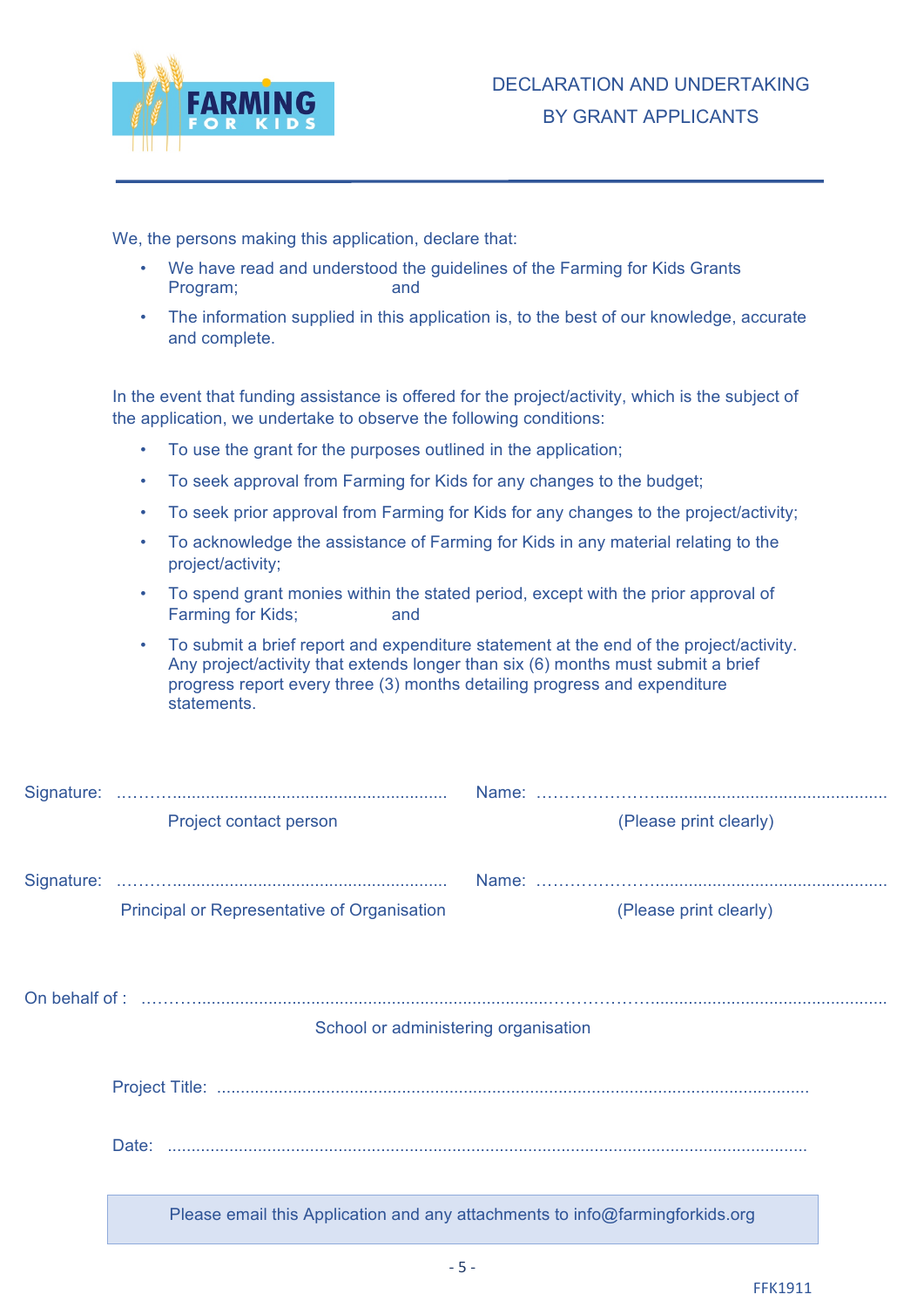FARMING FOR KIDS

# DECLARATION AND UNDERTAKING BY GRANT APPLICANTS

We, the persons making this application, declare that:

- We have read and understood the guidelines of the Farming for Kids Grants Program; and
- The information supplied in this application is, to the best of our knowledge, accurate and complete.

In the event that funding assistance is offered for the project/activity, which is the subject of the application, we undertake to observe the following conditions:

- To use the grant for the purposes outlined in the application;
- To seek approval from Farming for Kids for any changes to the budget;
- To seek prior approval from Farming for Kids for any changes to the project/activity;
- To acknowledge the assistance of Farming for Kids in any material relating to the project/activity;
- To spend grant monies within the stated period, except with the prior approval of Farming for Kids; and
- To submit a brief report and expenditure statement at the end of the project/activity. Any project/activity that extends longer than six (6) months must submit a brief progress report every three (3) months detailing progress and expenditure statements.

Signature: ……………………………………………………… Name: ………………………………………………………
Project contact person (Please print clearly)

Signature: ……………………………………………………… Name: ………………………………………………………
Principal or Representative of Organisation (Please print clearly)

On behalf of : ………………………………………………………………………………………………………………
School or administering organisation

Project Title: ………………………………………………………………………………………………………………

Date: ………………………………………………………………………………………………………………

Please email this Application and any attachments to info@farmingforkids.org

FFK1911